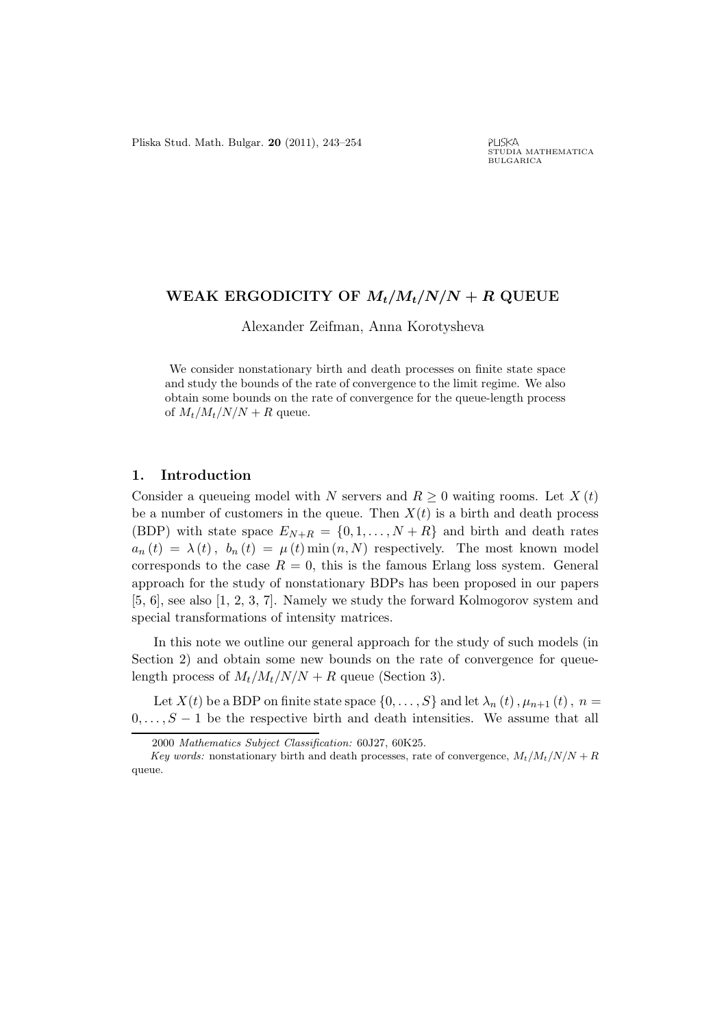# WEAK ERGODICITY OF $M_t/M_t/N/N+R$ QUEUE

Alexander Zeifman, Anna Korotysheva

We consider nonstationary birth and death processes on finite state space and study the bounds of the rate of convergence to the limit regime. We also obtain some bounds on the rate of convergence for the queue-length process of $M_t/M_t/N/N+R$ queue.

## 1. Introduction

Consider a queueing model with $N$ servers and $R \geq 0$ waiting rooms. Let $X(t)$ be a number of customers in the queue. Then $X(t)$ is a birth and death process (BDP) with state space $E_{N+R} = \{0, 1, \ldots, N+R\}$ and birth and death rates $a_n(t) = \lambda(t)$, $b_n(t) = \mu(t) \min(n, N)$ respectively. The most known model corresponds to the case $R = 0$, this is the famous Erlang loss system. General approach for the study of nonstationary BDPs has been proposed in our papers [5, 6], see also [1, 2, 3, 7]. Namely we study the forward Kolmogorov system and special transformations of intensity matrices.

In this note we outline our general approach for the study of such models (in Section 2) and obtain some new bounds on the rate of convergence for queue-length process of $M_t/M_t/N/N+R$ queue (Section 3).

Let $X(t)$ be a BDP on finite state space $\{0, \ldots, S\}$ and let $\lambda_n(t), \mu_{n+1}(t)$, $n = 0, \ldots, S-1$ be the respective birth and death intensities. We assume that all

2000 *Mathematics Subject Classification:* 60J27, 60K25.

*Key words:* nonstationary birth and death processes, rate of convergence, $M_t/M_t/N/N+R$ queue.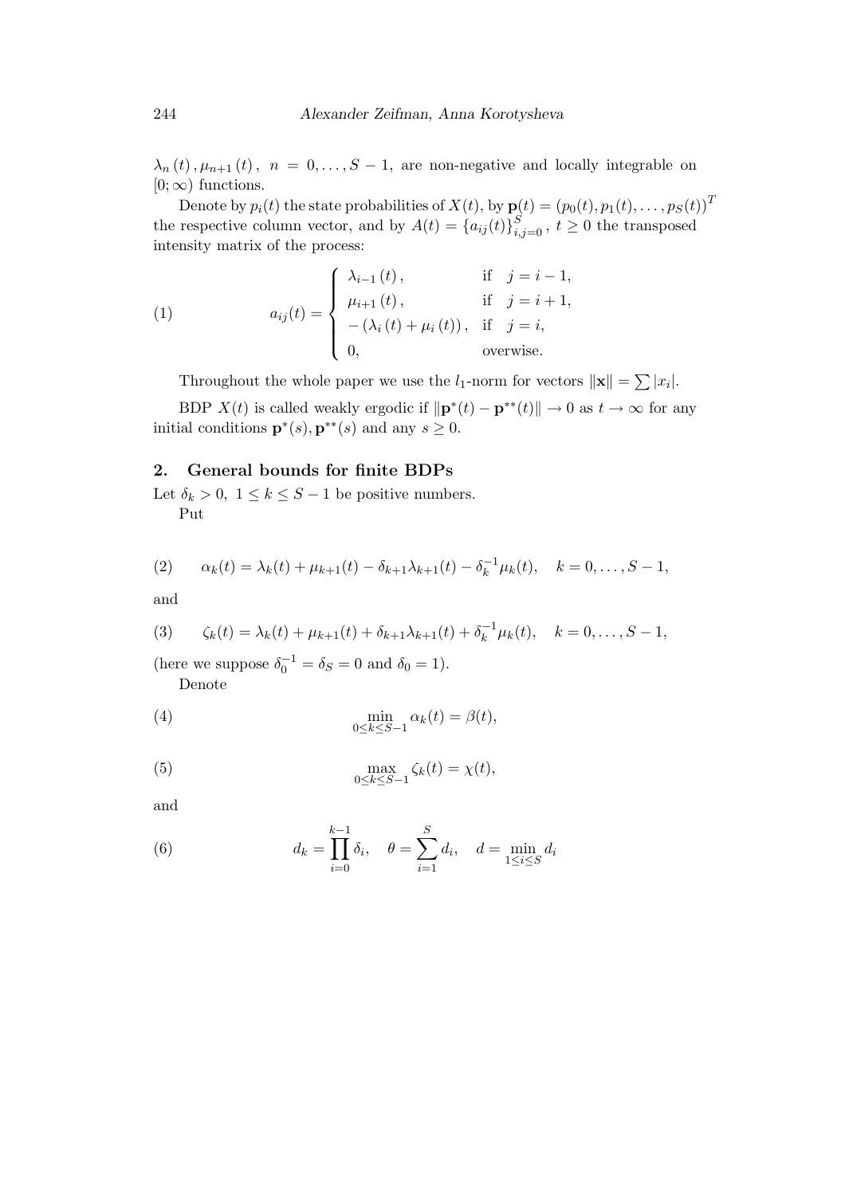$\lambda_n(t), \mu_{n+1}(t)$, $n = 0, \dots, S-1$, are non-negative and locally integrable on $[0; \infty)$ functions.

Denote by $p_i(t)$ the state probabilities of $X(t)$, by $\mathbf{p}(t) = (p_0(t), p_1(t), \dots, p_S(t))^T$ the respective column vector, and by $A(t) = \{a_{ij}(t)\}_{i,j=0}^{S}$, $t \geq 0$ the transposed intensity matrix of the process:

$$
a_{ij}(t) = \begin{cases} \lambda_{i-1}(t), & \text{if} \quad j = i-1, \\ \mu_{i+1}(t), & \text{if} \quad j = i+1, \\ -(\lambda_i(t) + \mu_i(t)), & \text{if} \quad j = i, \\ 0, & \text{overwise.} \end{cases} \tag{1}
$$

Throughout the whole paper we use the $l_1$-norm for vectors $\|\mathbf{x}\| = \sum |x_i|$.

BDP $X(t)$ is called weakly ergodic if $\|\mathbf{p}^*(t) - \mathbf{p}^{**}(t)\| \to 0$ as $t \to \infty$ for any initial conditions $\mathbf{p}^*(s), \mathbf{p}^{**}(s)$ and any $s \geq 0$.

## 2. General bounds for finite BDPs

Let $\delta_k > 0$, $1 \leq k \leq S-1$ be positive numbers.

Put

$$
\alpha_k(t) = \lambda_k(t) + \mu_{k+1}(t) - \delta_{k+1}\lambda_{k+1}(t) - \delta_k^{-1}\mu_k(t), \quad k = 0, \dots, S-1, \tag{2}
$$

and

$$
\zeta_k(t) = \lambda_k(t) + \mu_{k+1}(t) + \delta_{k+1}\lambda_{k+1}(t) + \delta_k^{-1}\mu_k(t), \quad k = 0, \dots, S-1, \tag{3}
$$

(here we suppose $\delta_0^{-1} = \delta_S = 0$ and $\delta_0 = 1$).

Denote

$$
\min_{0 \leq k \leq S-1} \alpha_k(t) = \beta(t), \tag{4}
$$

$$
\max_{0 \leq k \leq S-1} \zeta_k(t) = \chi(t), \tag{5}
$$

and

$$
d_k = \prod_{i=0}^{k-1} \delta_i, \quad \theta = \sum_{i=1}^{S} d_i, \quad d = \min_{1 \leq i \leq S} d_i \tag{6}
$$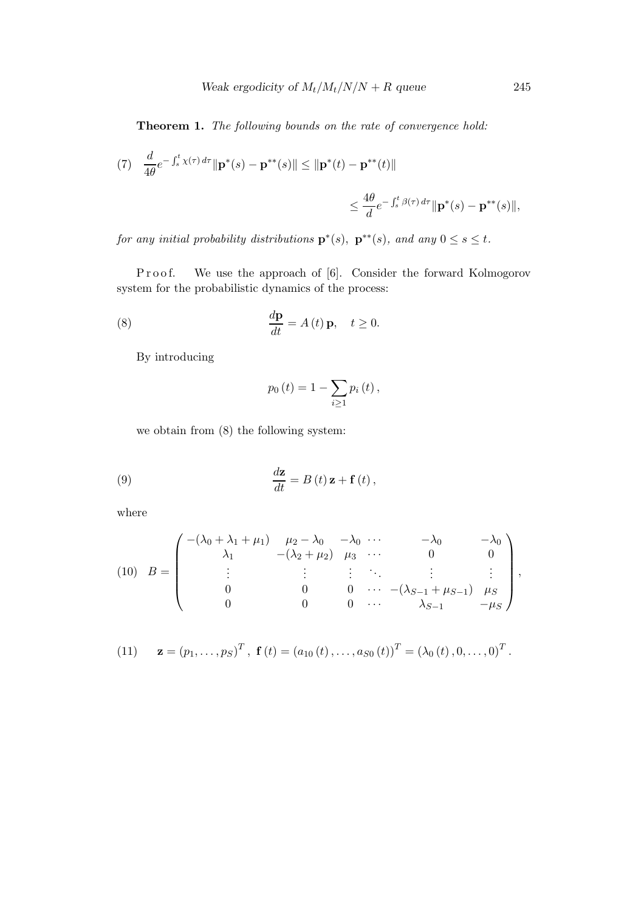**Theorem 1.** *The following bounds on the rate of convergence hold:*

$$
\frac{d}{4\theta} e^{-\int_s^t \chi(\tau)\, d\tau} \|\mathbf{p}^*(s) - \mathbf{p}^{**}(s)\| \le \|\mathbf{p}^*(t) - \mathbf{p}^{**}(t)\| \le \frac{4\theta}{d} e^{-\int_s^t \beta(\tau)\, d\tau} \|\mathbf{p}^*(s) - \mathbf{p}^{**}(s)\|, \tag{7}
$$

*for any initial probability distributions* $\mathbf{p}^*(s)$, $\mathbf{p}^{**}(s)$, *and any* $0 \le s \le t$.

Proof. We use the approach of [6]. Consider the forward Kolmogorov system for the probabilistic dynamics of the process:

$$
\frac{d\mathbf{p}}{dt} = A(t)\, \mathbf{p}, \quad t \ge 0. \tag{8}
$$

By introducing

$$
p_0(t) = 1 - \sum_{i \ge 1} p_i(t),
$$

we obtain from (8) the following system:

$$
\frac{d\mathbf{z}}{dt} = B(t)\, \mathbf{z} + \mathbf{f}(t), \tag{9}
$$

where

$$
B = \begin{pmatrix}
-(\lambda_0 + \lambda_1 + \mu_1) & \mu_2 - \lambda_0 & -\lambda_0 & \cdots & -\lambda_0 & -\lambda_0 \\
\lambda_1 & -(\lambda_2 + \mu_2) & \mu_3 & \cdots & 0 & 0 \\
\vdots & \vdots & \vdots & \ddots & \vdots & \vdots \\
0 & 0 & 0 & \cdots & -(\lambda_{S-1} + \mu_{S-1}) & \mu_S \\
0 & 0 & 0 & \cdots & \lambda_{S-1} & -\mu_S
\end{pmatrix}, \tag{10}
$$

$$
\mathbf{z} = (p_1, \ldots, p_S)^T, \ \mathbf{f}(t) = (a_{10}(t), \ldots, a_{S0}(t))^T = (\lambda_0(t), 0, \ldots, 0)^T. \tag{11}
$$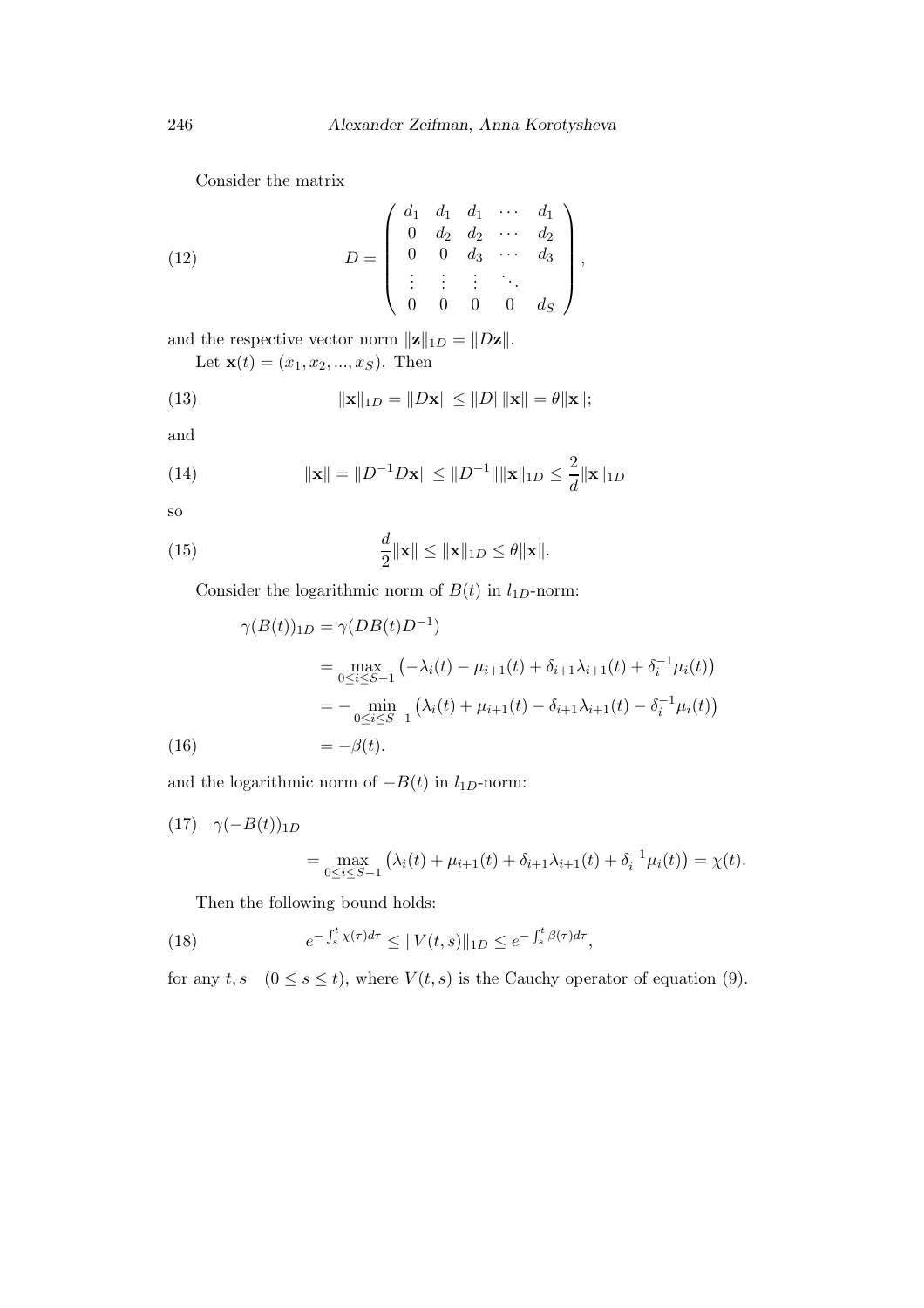Consider the matrix

$$
D = \begin{pmatrix} d_1 & d_1 & d_1 & \cdots & d_1 \\ 0 & d_2 & d_2 & \cdots & d_2 \\ 0 & 0 & d_3 & \cdots & d_3 \\ \vdots & \vdots & \vdots & \ddots & \\ 0 & 0 & 0 & 0 & d_S \end{pmatrix}, \tag{12}
$$

and the respective vector norm $\|\mathbf{z}\|_{1D} = \|D\mathbf{z}\|$.

Let $\mathbf{x}(t) = (x_1, x_2, ..., x_S)$. Then

$$
\|\mathbf{x}\|_{1D} = \|D\mathbf{x}\| \leq \|D\|\|\mathbf{x}\| = \theta\|\mathbf{x}\|; \tag{13}
$$

and

$$
\|\mathbf{x}\| = \|D^{-1}D\mathbf{x}\| \leq \|D^{-1}\|\|\mathbf{x}\|_{1D} \leq \frac{2}{d}\|\mathbf{x}\|_{1D} \tag{14}
$$

so

$$
\frac{d}{2}\|\mathbf{x}\| \leq \|\mathbf{x}\|_{1D} \leq \theta\|\mathbf{x}\|. \tag{15}
$$

Consider the logarithmic norm of $B(t)$ in $l_{1D}$-norm:

$$
\begin{aligned}
\gamma(B(t))_{1D} &= \gamma(DB(t)D^{-1}) \\
&= \max_{0 \leq i \leq S-1} \left(-\lambda_i(t) - \mu_{i+1}(t) + \delta_{i+1}\lambda_{i+1}(t) + \delta_i^{-1}\mu_i(t)\right) \\
&= -\min_{0 \leq i \leq S-1} \left(\lambda_i(t) + \mu_{i+1}(t) - \delta_{i+1}\lambda_{i+1}(t) - \delta_i^{-1}\mu_i(t)\right) \\
&= -\beta(t).
\end{aligned} \tag{16}
$$

and the logarithmic norm of $-B(t)$ in $l_{1D}$-norm:

$$
\begin{aligned}
&\gamma(-B(t))_{1D} \\
&\quad = \max_{0 \leq i \leq S-1} \left(\lambda_i(t) + \mu_{i+1}(t) + \delta_{i+1}\lambda_{i+1}(t) + \delta_i^{-1}\mu_i(t)\right) = \chi(t).
\end{aligned} \tag{17}
$$

Then the following bound holds:

$$
e^{-\int_s^t \chi(\tau)d\tau} \leq \|V(t,s)\|_{1D} \leq e^{-\int_s^t \beta(\tau)d\tau}, \tag{18}
$$

for any $t, s \quad (0 \leq s \leq t)$, where $V(t,s)$ is the Cauchy operator of equation (9).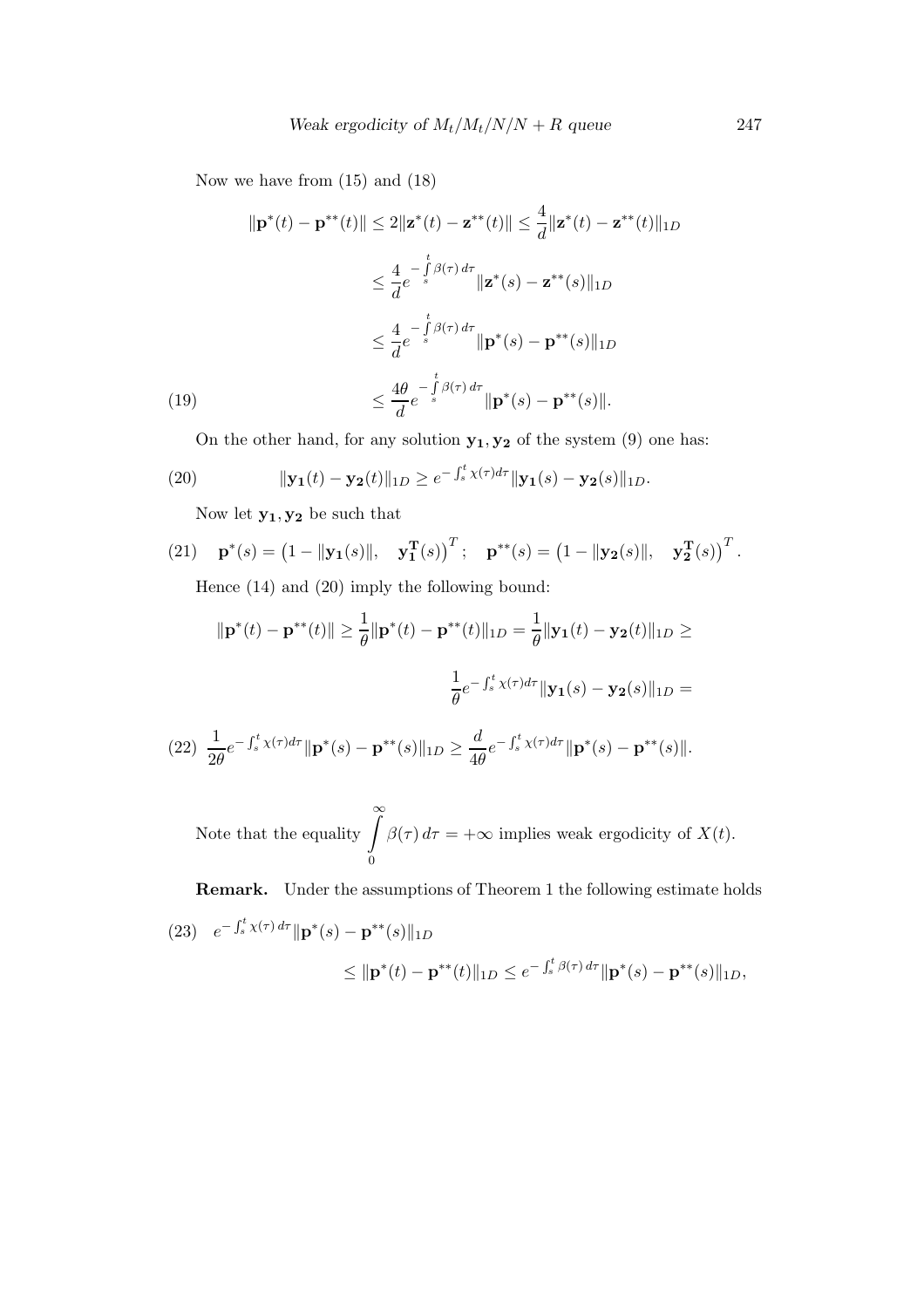Now we have from (15) and (18)

$$
\begin{aligned}
\|\mathbf{p}^*(t) - \mathbf{p}^{**}(t)\| &\le 2\|\mathbf{z}^*(t) - \mathbf{z}^{**}(t)\| \le \frac{4}{d}\|\mathbf{z}^*(t) - \mathbf{z}^{**}(t)\|_{1D} \\
&\le \frac{4}{d} e^{-\int\limits_s^t \beta(\tau)\, d\tau} \|\mathbf{z}^*(s) - \mathbf{z}^{**}(s)\|_{1D} \\
&\le \frac{4}{d} e^{-\int\limits_s^t \beta(\tau)\, d\tau} \|\mathbf{p}^*(s) - \mathbf{p}^{**}(s)\|_{1D} \\
&\le \frac{4\theta}{d} e^{-\int\limits_s^t \beta(\tau)\, d\tau} \|\mathbf{p}^*(s) - \mathbf{p}^{**}(s)\|.
\end{aligned} \tag{19}
$$

On the other hand, for any solution $\mathbf{y_1}, \mathbf{y_2}$ of the system (9) one has:

$$
\|\mathbf{y_1}(t) - \mathbf{y_2}(t)\|_{1D} \ge e^{-\int_s^t \chi(\tau) d\tau} \|\mathbf{y_1}(s) - \mathbf{y_2}(s)\|_{1D}. \tag{20}
$$

Now let $\mathbf{y_1}, \mathbf{y_2}$ be such that

$$
\mathbf{p}^*(s) = \left(1 - \|\mathbf{y_1}(s)\|, \quad \mathbf{y_1^T}(s)\right)^T; \quad \mathbf{p}^{**}(s) = \left(1 - \|\mathbf{y_2}(s)\|, \quad \mathbf{y_2^T}(s)\right)^T. \tag{21}
$$

Hence (14) and (20) imply the following bound:

$$
\begin{aligned}
\|\mathbf{p}^*(t) - \mathbf{p}^{**}(t)\| &\ge \frac{1}{\theta}\|\mathbf{p}^*(t) - \mathbf{p}^{**}(t)\|_{1D} = \frac{1}{\theta}\|\mathbf{y_1}(t) - \mathbf{y_2}(t)\|_{1D} \ge \\
&\frac{1}{\theta} e^{-\int_s^t \chi(\tau) d\tau} \|\mathbf{y_1}(s) - \mathbf{y_2}(s)\|_{1D} = \\
&\frac{1}{2\theta} e^{-\int_s^t \chi(\tau) d\tau} \|\mathbf{p}^*(s) - \mathbf{p}^{**}(s)\|_{1D} \ge \frac{d}{4\theta} e^{-\int_s^t \chi(\tau) d\tau} \|\mathbf{p}^*(s) - \mathbf{p}^{**}(s)\|.
\end{aligned} \tag{22}
$$

Note that the equality $\int\limits_0^\infty \beta(\tau)\, d\tau = +\infty$ implies weak ergodicity of $X(t)$.

**Remark.** Under the assumptions of Theorem 1 the following estimate holds

$$
\begin{aligned}
& e^{-\int_s^t \chi(\tau)\, d\tau} \|\mathbf{p}^*(s) - \mathbf{p}^{**}(s)\|_{1D} \\
& \qquad \le \|\mathbf{p}^*(t) - \mathbf{p}^{**}(t)\|_{1D} \le e^{-\int_s^t \beta(\tau)\, d\tau} \|\mathbf{p}^*(s) - \mathbf{p}^{**}(s)\|_{1D},
\end{aligned} \tag{23}
$$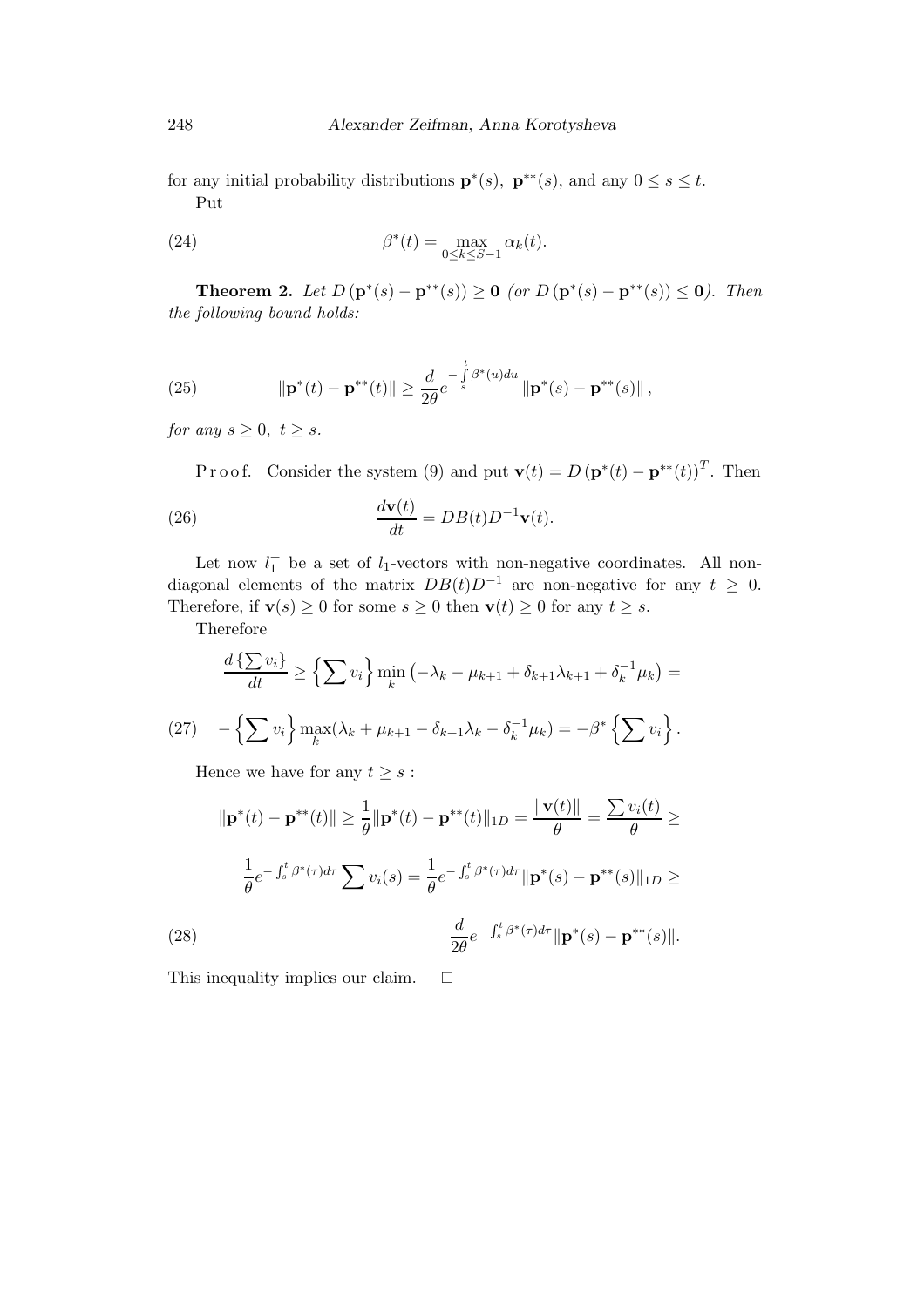for any initial probability distributions $\mathbf{p}^*(s),\ \mathbf{p}^{**}(s)$, and any $0 \le s \le t$.

Put

$$\beta^*(t) = \max_{0 \le k \le S-1} \alpha_k(t). \tag{24}$$

**Theorem 2.** *Let $D\left(\mathbf{p}^*(s) - \mathbf{p}^{**}(s)\right) \ge \mathbf{0}$ (or $D\left(\mathbf{p}^*(s) - \mathbf{p}^{**}(s)\right) \le \mathbf{0}$). Then the following bound holds:*

$$\|\mathbf{p}^*(t) - \mathbf{p}^{**}(t)\| \ge \frac{d}{2\theta} e^{-\int\limits_s^t \beta^*(u)du} \|\mathbf{p}^*(s) - \mathbf{p}^{**}(s)\|, \tag{25}$$

*for any $s \ge 0,\ t \ge s$.*

P r o o f. Consider the system (9) and put $\mathbf{v}(t) = D\left(\mathbf{p}^*(t) - \mathbf{p}^{**}(t)\right)^T$. Then

$$\frac{d\mathbf{v}(t)}{dt} = DB(t)D^{-1}\mathbf{v}(t). \tag{26}$$

Let now $l_1^+$ be a set of $l_1$-vectors with non-negative coordinates. All non-diagonal elements of the matrix $DB(t)D^{-1}$ are non-negative for any $t \ge 0$. Therefore, if $\mathbf{v}(s) \ge 0$ for some $s \ge 0$ then $\mathbf{v}(t) \ge 0$ for any $t \ge s$.

Therefore

$$\frac{d\left\{\sum v_i\right\}}{dt} \ge \left\{\sum v_i\right\} \min_k \left(-\lambda_k - \mu_{k+1} + \delta_{k+1}\lambda_{k+1} + \delta_k^{-1}\mu_k\right) =$$

$$-\left\{\sum v_i\right\} \max_k (\lambda_k + \mu_{k+1} - \delta_{k+1}\lambda_k - \delta_k^{-1}\mu_k) = -\beta^* \left\{\sum v_i\right\}. \tag{27}$$

Hence we have for any $t \ge s$ :

$$\|\mathbf{p}^*(t) - \mathbf{p}^{**}(t)\| \ge \frac{1}{\theta}\|\mathbf{p}^*(t) - \mathbf{p}^{**}(t)\|_{1D} = \frac{\|\mathbf{v}(t)\|}{\theta} = \frac{\sum v_i(t)}{\theta} \ge$$

$$\frac{1}{\theta} e^{-\int_s^t \beta^*(\tau)d\tau} \sum v_i(s) = \frac{1}{\theta} e^{-\int_s^t \beta^*(\tau)d\tau} \|\mathbf{p}^*(s) - \mathbf{p}^{**}(s)\|_{1D} \ge$$

$$\frac{d}{2\theta} e^{-\int_s^t \beta^*(\tau)d\tau} \|\mathbf{p}^*(s) - \mathbf{p}^{**}(s)\|. \tag{28}$$

This inequality implies our claim. $\square$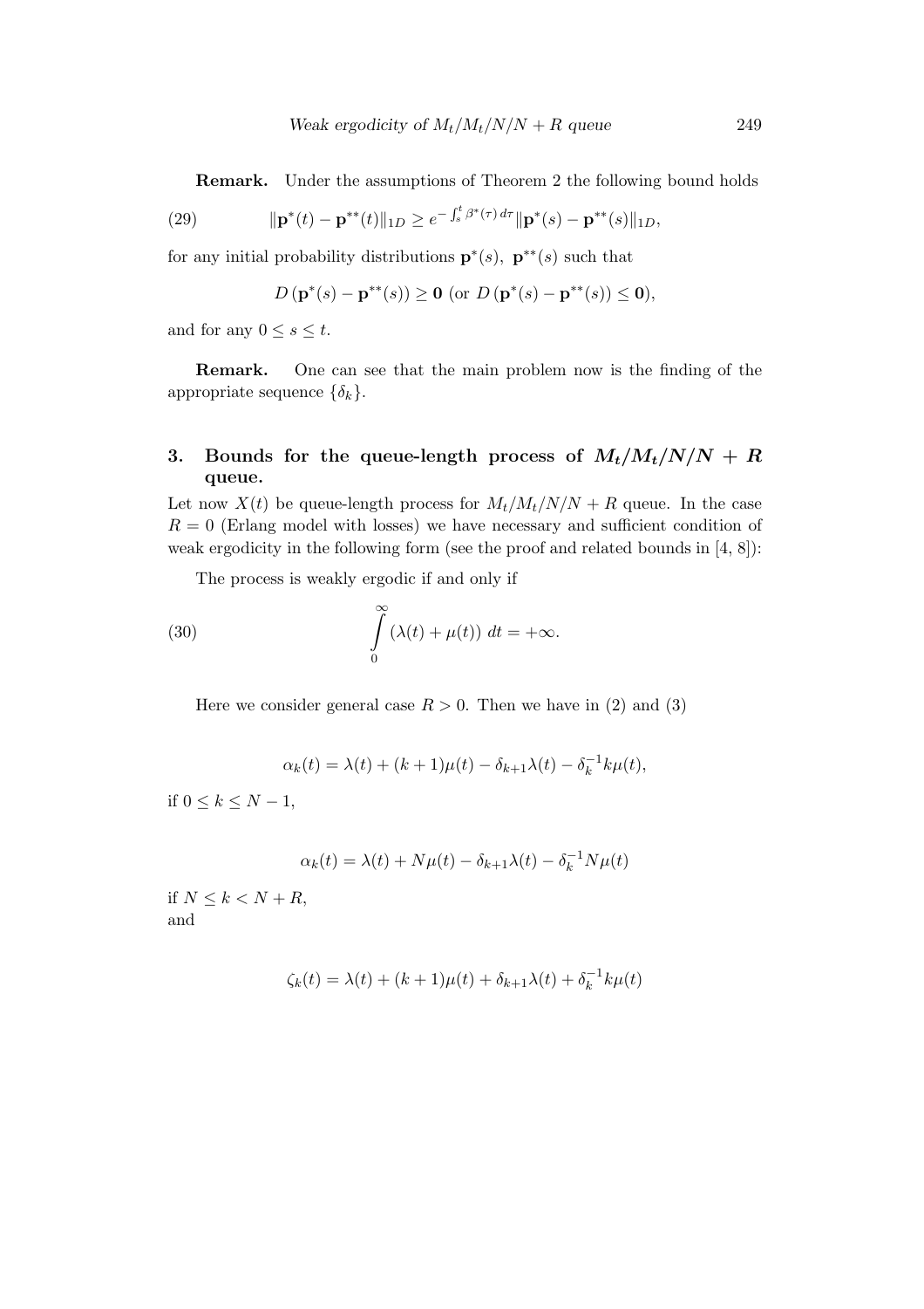**Remark.** Under the assumptions of Theorem 2 the following bound holds

$$\|\mathbf{p}^*(t) - \mathbf{p}^{**}(t)\|_{1D} \geq e^{-\int_s^t \beta^*(\tau)\, d\tau} \|\mathbf{p}^*(s) - \mathbf{p}^{**}(s)\|_{1D}, \tag{29}$$

for any initial probability distributions $\mathbf{p}^*(s),\ \mathbf{p}^{**}(s)$ such that

$$D\left(\mathbf{p}^*(s) - \mathbf{p}^{**}(s)\right) \geq \mathbf{0} \text{ (or } D\left(\mathbf{p}^*(s) - \mathbf{p}^{**}(s)\right) \leq \mathbf{0}),$$

and for any $0 \leq s \leq t$.

**Remark.** One can see that the main problem now is the finding of the appropriate sequence $\{\delta_k\}$.

## 3. Bounds for the queue-length process of $M_t/M_t/N/N + R$ queue.

Let now $X(t)$ be queue-length process for $M_t/M_t/N/N + R$ queue. In the case $R = 0$ (Erlang model with losses) we have necessary and sufficient condition of weak ergodicity in the following form (see the proof and related bounds in [4, 8]):

The process is weakly ergodic if and only if

$$\int_0^\infty \left(\lambda(t) + \mu(t)\right)\, dt = +\infty. \tag{30}$$

Here we consider general case $R > 0$. Then we have in (2) and (3)

$$\alpha_k(t) = \lambda(t) + (k+1)\mu(t) - \delta_{k+1}\lambda(t) - \delta_k^{-1} k\mu(t),$$

if $0 \leq k \leq N - 1$,

$$\alpha_k(t) = \lambda(t) + N\mu(t) - \delta_{k+1}\lambda(t) - \delta_k^{-1} N\mu(t)$$

if $N \leq k < N + R$,
and

$$\zeta_k(t) = \lambda(t) + (k+1)\mu(t) + \delta_{k+1}\lambda(t) + \delta_k^{-1} k\mu(t)$$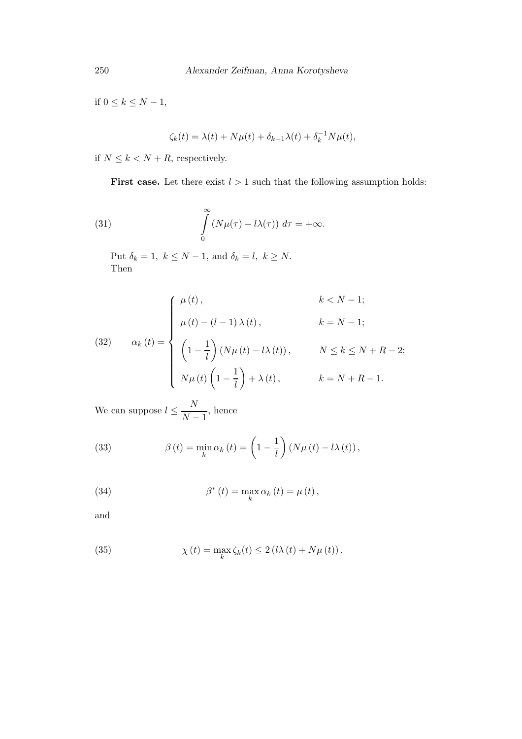if $0 \le k \le N-1$,

$$\zeta_k(t) = \lambda(t) + N\mu(t) + \delta_{k+1}\lambda(t) + \delta_k^{-1} N\mu(t),$$

if $N \le k < N+R$, respectively.

**First case.** Let there exist $l > 1$ such that the following assumption holds:

$$\int_0^\infty \left(N\mu(\tau) - l\lambda(\tau)\right) d\tau = +\infty. \tag{31}$$

Put $\delta_k = 1,\ k \le N-1$, and $\delta_k = l,\ k \ge N$.
Then

$$\alpha_k(t) = \begin{cases} \mu(t), & k < N-1; \\ \mu(t) - (l-1)\lambda(t), & k = N-1; \\ \left(1 - \dfrac{1}{l}\right)\left(N\mu(t) - l\lambda(t)\right), & N \le k \le N+R-2; \\ N\mu(t)\left(1 - \dfrac{1}{l}\right) + \lambda(t), & k = N+R-1. \end{cases} \tag{32}$$

We can suppose $l \le \dfrac{N}{N-1}$, hence

$$\beta(t) = \min_k \alpha_k(t) = \left(1 - \frac{1}{l}\right)\left(N\mu(t) - l\lambda(t)\right), \tag{33}$$

$$\beta^*(t) = \max_k \alpha_k(t) = \mu(t), \tag{34}$$

and

$$\chi(t) = \max_k \zeta_k(t) \le 2\left(l\lambda(t) + N\mu(t)\right). \tag{35}$$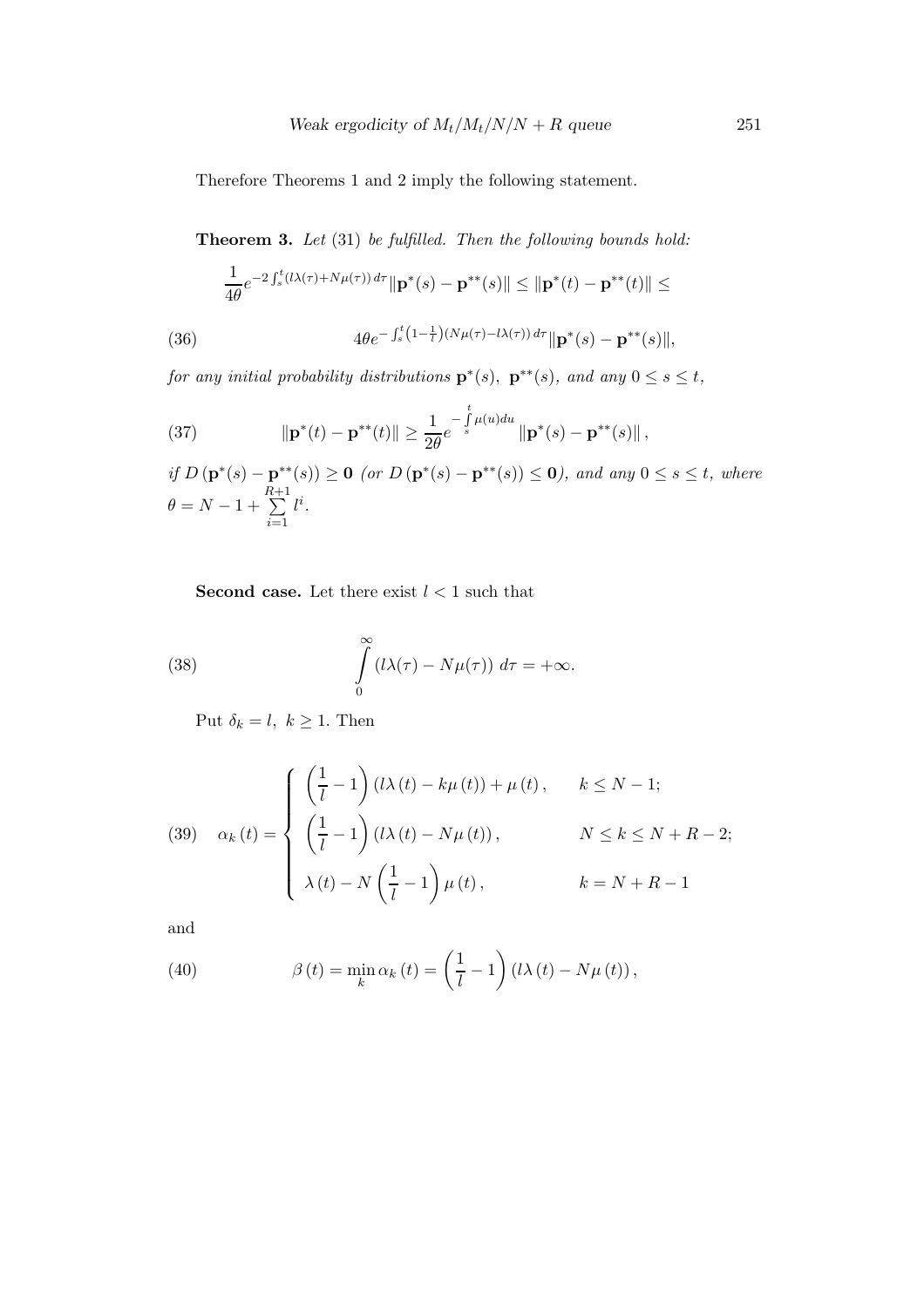Therefore Theorems 1 and 2 imply the following statement.

**Theorem 3.** *Let* (31) *be fulfilled. Then the following bounds hold:*

$$\frac{1}{4\theta}e^{-2\int_s^t (l\lambda(\tau)+N\mu(\tau))\,d\tau}\|\mathbf{p}^*(s)-\mathbf{p}^{**}(s)\| \le \|\mathbf{p}^*(t)-\mathbf{p}^{**}(t)\| \le$$

$$4\theta e^{-\int_s^t \left(1-\frac{1}{l}\right)(N\mu(\tau)-l\lambda(\tau))\,d\tau}\|\mathbf{p}^*(s)-\mathbf{p}^{**}(s)\|, \tag{36}$$

*for any initial probability distributions* $\mathbf{p}^*(s)$, $\mathbf{p}^{**}(s)$, *and any* $0 \le s \le t$,

$$\|\mathbf{p}^*(t)-\mathbf{p}^{**}(t)\| \ge \frac{1}{2\theta}e^{-\int\limits_s^t \mu(u)du}\|\mathbf{p}^*(s)-\mathbf{p}^{**}(s)\|, \tag{37}$$

*if* $D\left(\mathbf{p}^*(s)-\mathbf{p}^{**}(s)\right) \ge \mathbf{0}$ *(or* $D\left(\mathbf{p}^*(s)-\mathbf{p}^{**}(s)\right) \le \mathbf{0}$*), and any* $0 \le s \le t$, *where* $\theta = N-1+\sum\limits_{i=1}^{R+1} l^i$.

**Second case.** Let there exist $l < 1$ such that

$$\int\limits_0^\infty (l\lambda(\tau)-N\mu(\tau))\,d\tau = +\infty. \tag{38}$$

Put $\delta_k = l$, $k \ge 1$. Then

$$\alpha_k(t) = \begin{cases} \left(\dfrac{1}{l}-1\right)(l\lambda(t)-k\mu(t))+\mu(t), & k \le N-1; \\ \left(\dfrac{1}{l}-1\right)(l\lambda(t)-N\mu(t)), & N \le k \le N+R-2; \\ \lambda(t)-N\left(\dfrac{1}{l}-1\right)\mu(t), & k = N+R-1 \end{cases} \tag{39}$$

and

$$\beta(t) = \min_k \alpha_k(t) = \left(\frac{1}{l}-1\right)(l\lambda(t)-N\mu(t)), \tag{40}$$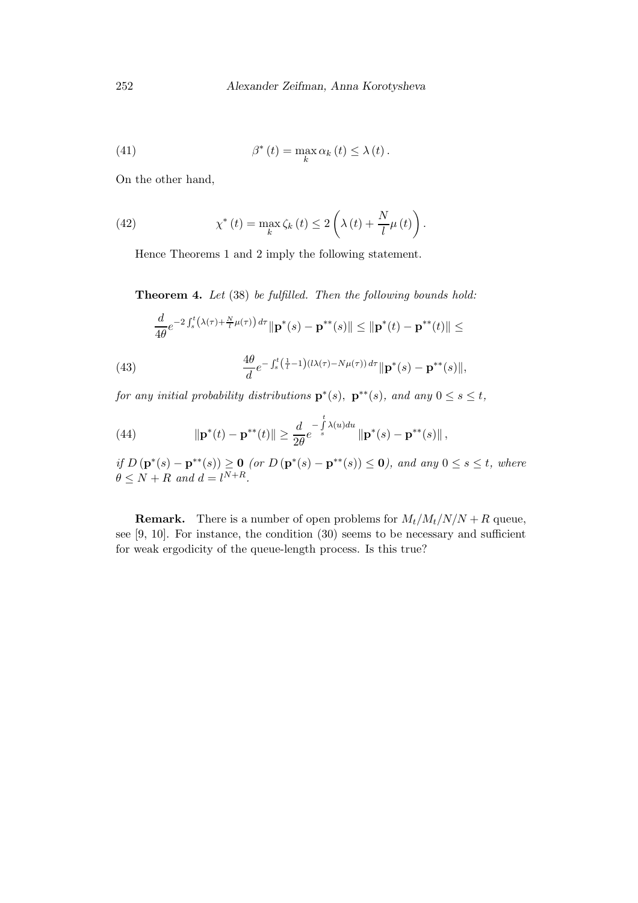$$\beta^*(t) = \max_k \alpha_k(t) \le \lambda(t). \tag{41}$$

On the other hand,

$$\chi^*(t) = \max_k \zeta_k(t) \le 2\left(\lambda(t) + \frac{N}{l}\mu(t)\right). \tag{42}$$

Hence Theorems 1 and 2 imply the following statement.

**Theorem 4.** *Let* (38) *be fulfilled. Then the following bounds hold:*

$$\frac{d}{4\theta} e^{-2\int_s^t \left(\lambda(\tau) + \frac{N}{l}\mu(\tau)\right) d\tau} \|\mathbf{p}^*(s) - \mathbf{p}^{**}(s)\| \le \|\mathbf{p}^*(t) - \mathbf{p}^{**}(t)\| \le$$

$$\frac{4\theta}{d} e^{-\int_s^t \left(\frac{1}{l} - 1\right)(l\lambda(\tau) - N\mu(\tau))\, d\tau} \|\mathbf{p}^*(s) - \mathbf{p}^{**}(s)\|, \tag{43}$$

*for any initial probability distributions* $\mathbf{p}^*(s)$, $\mathbf{p}^{**}(s)$, *and any* $0 \le s \le t$,

$$\|\mathbf{p}^*(t) - \mathbf{p}^{**}(t)\| \ge \frac{d}{2\theta} e^{-\int_s^t \lambda(u)du} \|\mathbf{p}^*(s) - \mathbf{p}^{**}(s)\|, \tag{44}$$

*if* $D(\mathbf{p}^*(s) - \mathbf{p}^{**}(s)) \ge \mathbf{0}$ *(or* $D(\mathbf{p}^*(s) - \mathbf{p}^{**}(s)) \le \mathbf{0}$*), and any* $0 \le s \le t$, *where* $\theta \le N + R$ *and* $d = l^{N+R}$.

**Remark.** There is a number of open problems for $M_t/M_t/N/N+R$ queue, see [9, 10]. For instance, the condition (30) seems to be necessary and sufficient for weak ergodicity of the queue-length process. Is this true?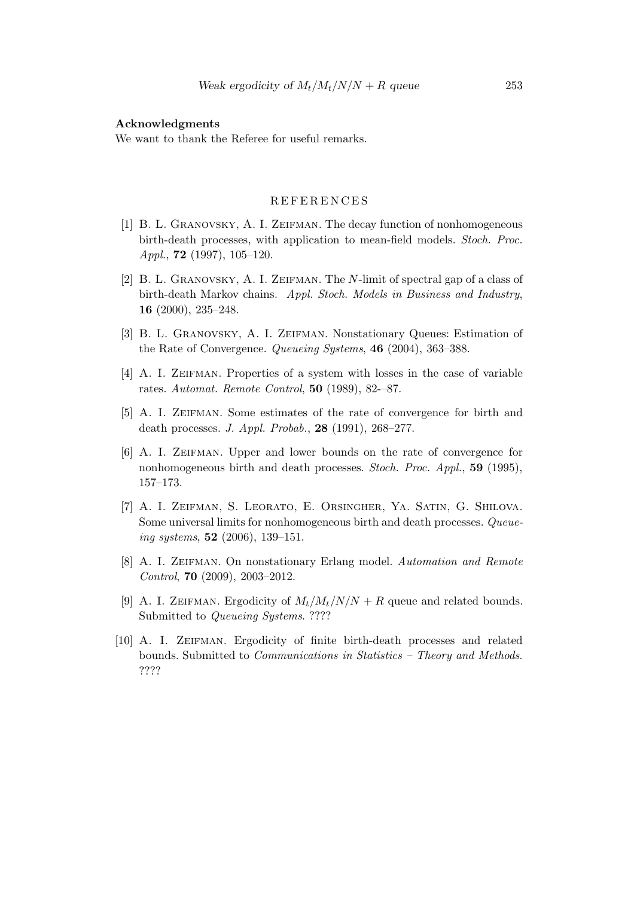**Acknowledgments**

We want to thank the Referee for useful remarks.

## REFERENCES

[1] B. L. Granovsky, A. I. Zeifman. The decay function of nonhomogeneous birth-death processes, with application to mean-field models. *Stoch. Proc. Appl.*, **72** (1997), 105–120.

[2] B. L. Granovsky, A. I. Zeifman. The $N$-limit of spectral gap of a class of birth-death Markov chains. *Appl. Stoch. Models in Business and Industry*, **16** (2000), 235–248.

[3] B. L. Granovsky, A. I. Zeifman. Nonstationary Queues: Estimation of the Rate of Convergence. *Queueing Systems*, **46** (2004), 363–388.

[4] A. I. Zeifman. Properties of a system with losses in the case of variable rates. *Automat. Remote Control*, **50** (1989), 82-–87.

[5] A. I. Zeifman. Some estimates of the rate of convergence for birth and death processes. *J. Appl. Probab.*, **28** (1991), 268–277.

[6] A. I. Zeifman. Upper and lower bounds on the rate of convergence for nonhomogeneous birth and death processes. *Stoch. Proc. Appl.*, **59** (1995), 157–173.

[7] A. I. Zeifman, S. Leorato, E. Orsingher, Ya. Satin, G. Shilova. Some universal limits for nonhomogeneous birth and death processes. *Queueing systems*, **52** (2006), 139–151.

[8] A. I. Zeifman. On nonstationary Erlang model. *Automation and Remote Control*, **70** (2009), 2003–2012.

[9] A. I. Zeifman. Ergodicity of $M_t/M_t/N/N + R$ queue and related bounds. Submitted to *Queueing Systems*. ????

[10] A. I. Zeifman. Ergodicity of finite birth-death processes and related bounds. Submitted to *Communications in Statistics – Theory and Methods*. ????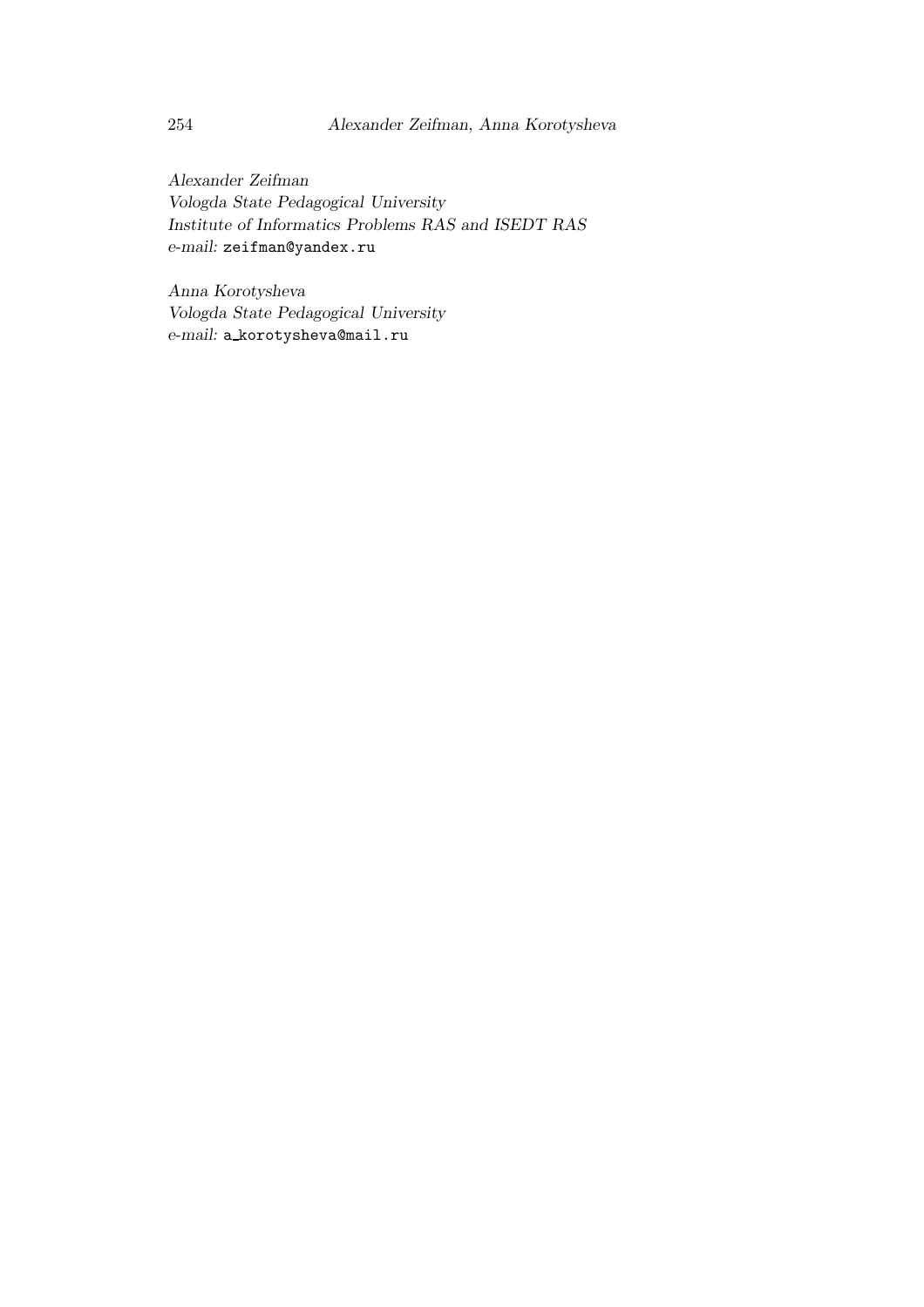*Alexander Zeifman*
*Vologda State Pedagogical University*
*Institute of Informatics Problems RAS and ISEDT RAS*
*e-mail:* zeifman@yandex.ru

*Anna Korotysheva*
*Vologda State Pedagogical University*
*e-mail:* a_korotysheva@mail.ru